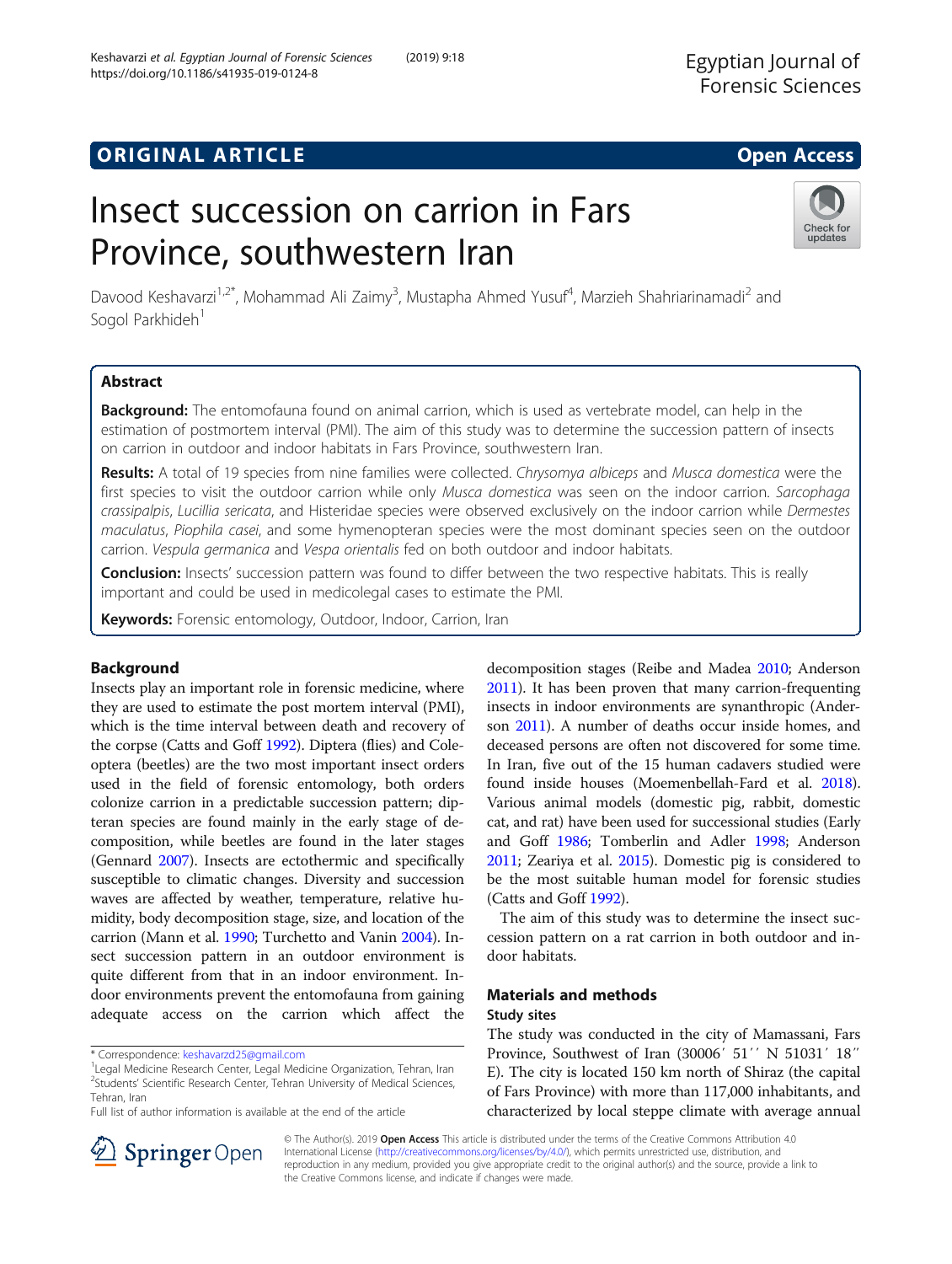# ORIGINAL ARTICLE

# Insect succession on carrion in Fars Province, southwestern Iran

Davood Keshavarzi[1,2*], Mohammad Ali Zaimy[3], Mustapha Ahmed Yusuf[4], Marzieh Shahriarinamadi[2] and Sogol Parkhideh[1]

## Abstract

**Background:** The entomofauna found on animal carrion, which is used as vertebrate model, can help in the estimation of postmortem interval (PMI). The aim of this study was to determine the succession pattern of insects on carrion in outdoor and indoor habitats in Fars Province, southwestern Iran.

**Results:** A total of 19 species from nine families were collected. *Chrysomya albiceps* and *Musca domestica* were the first species to visit the outdoor carrion while only *Musca domestica* was seen on the indoor carrion. *Sarcophaga crassipalpis*, *Lucillia sericata*, and Histeridae species were observed exclusively on the indoor carrion while *Dermestes maculatus*, *Piophila casei*, and some hymenopteran species were the most dominant species seen on the outdoor carrion. *Vespula germanica* and *Vespa orientalis* fed on both outdoor and indoor habitats.

**Conclusion:** Insects' succession pattern was found to differ between the two respective habitats. This is really important and could be used in medicolegal cases to estimate the PMI.

**Keywords:** Forensic entomology, Outdoor, Indoor, Carrion, Iran

## Background

Insects play an important role in forensic medicine, where they are used to estimate the post mortem interval (PMI), which is the time interval between death and recovery of the corpse (Catts and Goff 1992). Diptera (flies) and Coleoptera (beetles) are the two most important insect orders used in the field of forensic entomology, both orders colonize carrion in a predictable succession pattern; dipteran species are found mainly in the early stage of decomposition, while beetles are found in the later stages (Gennard 2007). Insects are ectothermic and specifically susceptible to climatic changes. Diversity and succession waves are affected by weather, temperature, relative humidity, body decomposition stage, size, and location of the carrion (Mann et al. 1990; Turchetto and Vanin 2004). Insect succession pattern in an outdoor environment is quite different from that in an indoor environment. Indoor environments prevent the entomofauna from gaining adequate access on the carrion which affect the decomposition stages (Reibe and Madea 2010; Anderson 2011). It has been proven that many carrion-frequenting insects in indoor environments are synanthropic (Anderson 2011). A number of deaths occur inside homes, and deceased persons are often not discovered for some time. In Iran, five out of the 15 human cadavers studied were found inside houses (Moemenbellah-Fard et al. 2018). Various animal models (domestic pig, rabbit, domestic cat, and rat) have been used for successional studies (Early and Goff 1986; Tomberlin and Adler 1998; Anderson 2011; Zeariya et al. 2015). Domestic pig is considered to be the most suitable human model for forensic studies (Catts and Goff 1992).

The aim of this study was to determine the insect succession pattern on a rat carrion in both outdoor and indoor habitats.

## Materials and methods

### Study sites

The study was conducted in the city of Mamassani, Fars Province, Southwest of Iran (30006′ 51′′ N 51031′ 18″ E). The city is located 150 km north of Shiraz (the capital of Fars Province) with more than 117,000 inhabitants, and characterized by local steppe climate with average annual

\* Correspondence: keshavarzd25@gmail.com

[1]Legal Medicine Research Center, Legal Medicine Organization, Tehran, Iran

[2]Students' Scientific Research Center, Tehran University of Medical Sciences, Tehran, Iran

Full list of author information is available at the end of the article

© The Author(s). 2019 **Open Access** This article is distributed under the terms of the Creative Commons Attribution 4.0 International License (http://creativecommons.org/licenses/by/4.0/), which permits unrestricted use, distribution, and reproduction in any medium, provided you give appropriate credit to the original author(s) and the source, provide a link to the Creative Commons license, and indicate if changes were made.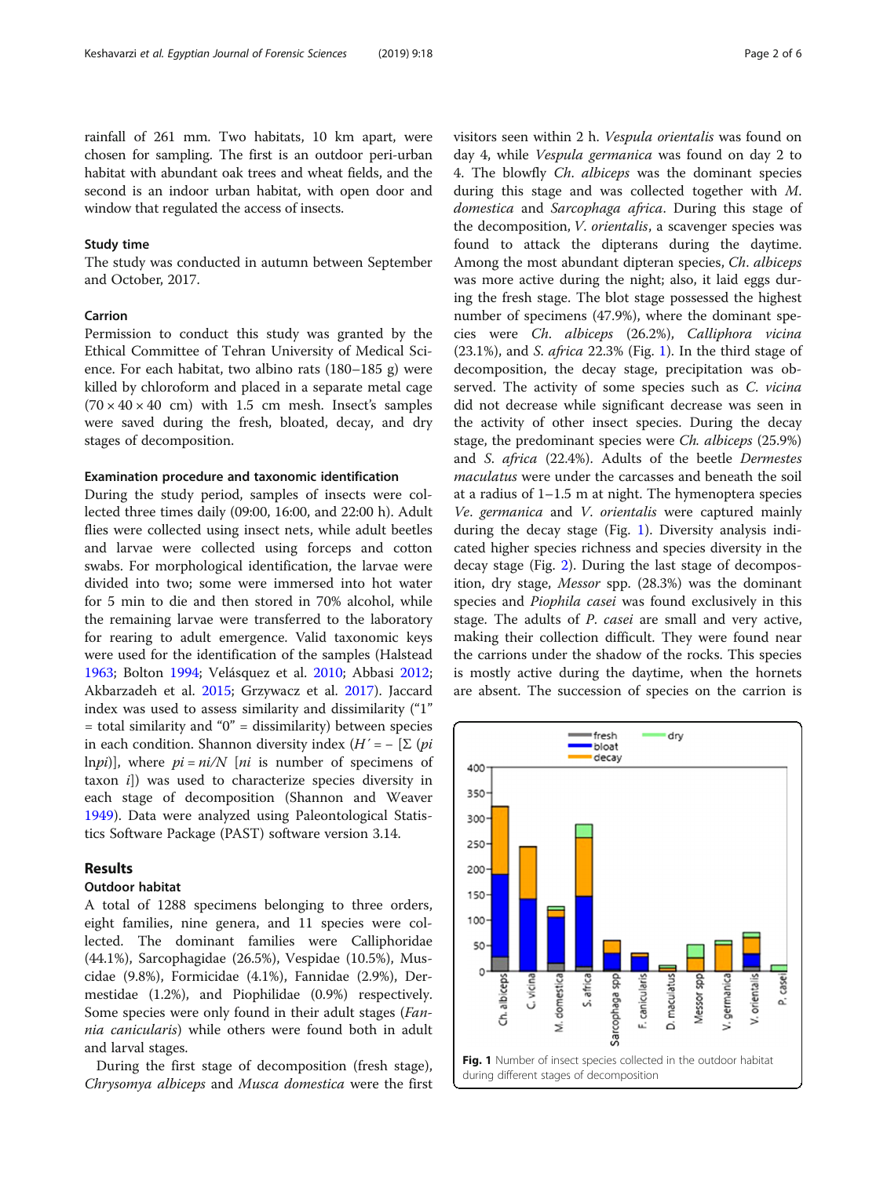rainfall of 261 mm. Two habitats, 10 km apart, were chosen for sampling. The first is an outdoor peri-urban habitat with abundant oak trees and wheat fields, and the second is an indoor urban habitat, with open door and window that regulated the access of insects.

#### Study time

The study was conducted in autumn between September and October, 2017.

#### Carrion

Permission to conduct this study was granted by the Ethical Committee of Tehran University of Medical Science. For each habitat, two albino rats (180–185 g) were killed by chloroform and placed in a separate metal cage (70 × 40 × 40 cm) with 1.5 cm mesh. Insect's samples were saved during the fresh, bloated, decay, and dry stages of decomposition.

#### Examination procedure and taxonomic identification

During the study period, samples of insects were collected three times daily (09:00, 16:00, and 22:00 h). Adult flies were collected using insect nets, while adult beetles and larvae were collected using forceps and cotton swabs. For morphological identification, the larvae were divided into two; some were immersed into hot water for 5 min to die and then stored in 70% alcohol, while the remaining larvae were transferred to the laboratory for rearing to adult emergence. Valid taxonomic keys were used for the identification of the samples (Halstead 1963; Bolton 1994; Velásquez et al. 2010; Abbasi 2012; Akbarzadeh et al. 2015; Grzywacz et al. 2017). Jaccard index was used to assess similarity and dissimilarity ("1" = total similarity and "0" = dissimilarity) between species in each condition. Shannon diversity index ($H' = -[\Sigma (p_i \ln p_i)]$, where $p_i = n_i/N$ [$n_i$ is number of specimens of taxon $i$]) was used to characterize species diversity in each stage of decomposition (Shannon and Weaver 1949). Data were analyzed using Paleontological Statistics Software Package (PAST) software version 3.14.

## Results

### Outdoor habitat

A total of 1288 specimens belonging to three orders, eight families, nine genera, and 11 species were collected. The dominant families were Calliphoridae (44.1%), Sarcophagidae (26.5%), Vespidae (10.5%), Muscidae (9.8%), Formicidae (4.1%), Fanniidae (2.9%), Dermestidae (1.2%), and Piophilidae (0.9%) respectively. Some species were only found in their adult stages (*Fannia canicularis*) while others were found both in adult and larval stages.

During the first stage of decomposition (fresh stage), *Chrysomya albiceps* and *Musca domestica* were the first visitors seen within 2 h. *Vespula orientalis* was found on day 4, while *Vespula germanica* was found on day 2 to 4. The blowfly *Ch. albiceps* was the dominant species during this stage and was collected together with *M. domestica* and *Sarcophaga africa*. During this stage of the decomposition, *V. orientalis*, a scavenger species was found to attack the dipterans during the daytime. Among the most abundant dipteran species, *Ch. albiceps* was more active during the night; also, it laid eggs during the fresh stage. The blot stage possessed the highest number of specimens (47.9%), where the dominant species were *Ch. albiceps* (26.2%), *Calliphora vicina* (23.1%), and *S. africa* 22.3% (Fig. 1). In the third stage of decomposition, the decay stage, precipitation was observed. The activity of some species such as *C. vicina* did not decrease while significant decrease was seen in the activity of other insect species. During the decay stage, the predominant species were *Ch. albiceps* (25.9%) and *S. africa* (22.4%). Adults of the beetle *Dermestes maculatus* were under the carcasses and beneath the soil at a radius of 1–1.5 m at night. The hymenoptera species *Ve. germanica* and *V. orientalis* were captured mainly during the decay stage (Fig. 1). Diversity analysis indicated higher species richness and species diversity in the decay stage (Fig. 2). During the last stage of decomposition, dry stage, *Messor* spp. (28.3%) was the dominant species and *Piophila casei* was found exclusively in this stage. The adults of *P. casei* are small and very active, making their collection difficult. They were found near the carrions under the shadow of the rocks. This species is mostly active during the daytime, when the hornets are absent. The succession of species on the carrion is

**Fig. 1** Number of insect species collected in the outdoor habitat during different stages of decomposition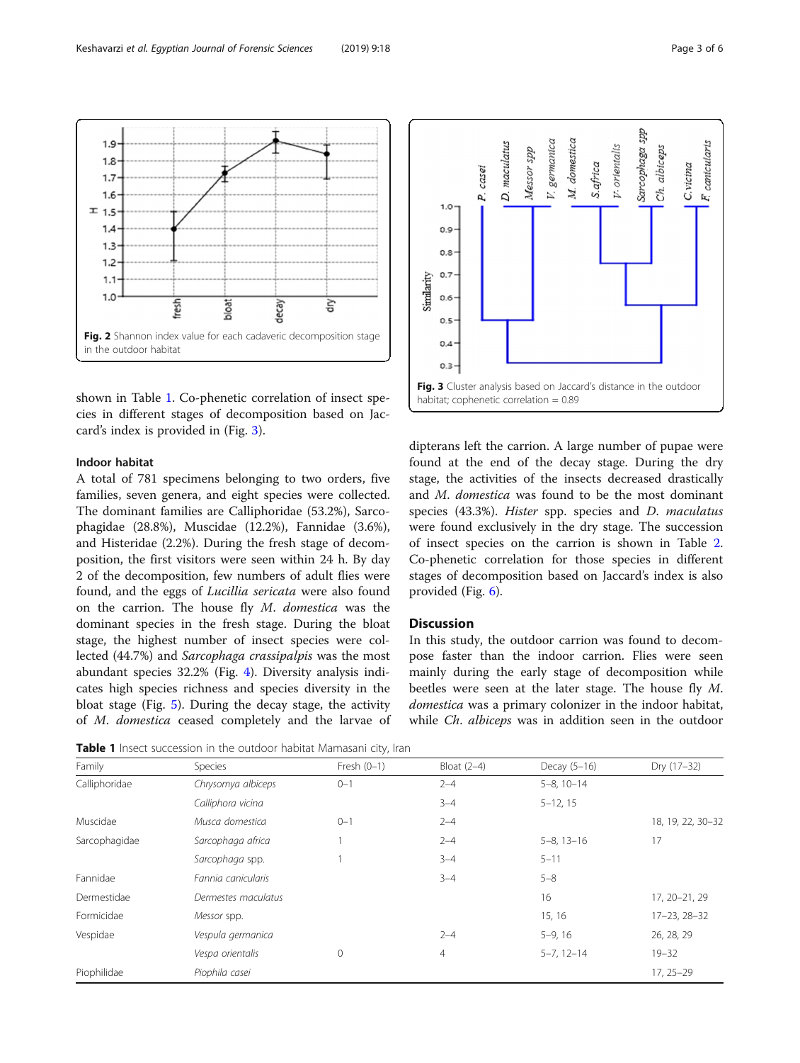Fig. 2 Shannon index value for each cadaveric decomposition stage in the outdoor habitat

Fig. 3 Cluster analysis based on Jaccard's distance in the outdoor habitat; cophenetic correlation = 0.89

shown in Table 1. Co-phenetic correlation of insect species in different stages of decomposition based on Jaccard's index is provided in (Fig. 3).

### Indoor habitat

A total of 781 specimens belonging to two orders, five families, seven genera, and eight species were collected. The dominant families are Calliphoridae (53.2%), Sarcophagidae (28.8%), Muscidae (12.2%), Fannidae (3.6%), and Histeridae (2.2%). During the fresh stage of decomposition, the first visitors were seen within 24 h. By day 2 of the decomposition, few numbers of adult flies were found, and the eggs of *Lucillia sericata* were also found on the carrion. The house fly *M. domestica* was the dominant species in the fresh stage. During the bloat stage, the highest number of insect species were collected (44.7%) and *Sarcophaga crassipalpis* was the most abundant species 32.2% (Fig. 4). Diversity analysis indicates high species richness and species diversity in the bloat stage (Fig. 5). During the decay stage, the activity of *M. domestica* ceased completely and the larvae of dipterans left the carrion. A large number of pupae were found at the end of the decay stage. During the dry stage, the activities of the insects decreased drastically and *M. domestica* was found to be the most dominant species (43.3%). *Hister* spp. species and *D. maculatus* were found exclusively in the dry stage. The succession of insect species on the carrion is shown in Table 2. Co-phenetic correlation for those species in different stages of decomposition based on Jaccard's index is also provided (Fig. 6).

## Discussion

In this study, the outdoor carrion was found to decompose faster than the indoor carrion. Flies were seen mainly during the early stage of decomposition while beetles were seen at the later stage. The house fly *M. domestica* was a primary colonizer in the indoor habitat, while *Ch. albiceps* was in addition seen in the outdoor

**Table 1** Insect succession in the outdoor habitat Mamasani city, Iran

| Family | Species | Fresh (0–1) | Bloat (2–4) | Decay (5–16) | Dry (17–32) |
|---|---|---|---|---|---|
| Calliphoridae | *Chrysomya albiceps* | 0–1 | 2–4 | 5–8, 10–14 | |
| | *Calliphora vicina* | | 3–4 | 5–12, 15 | |
| Muscidae | *Musca domestica* | 0–1 | 2–4 | | 18, 19, 22, 30–32 |
| Sarcophagidae | *Sarcophaga africa* | 1 | 2–4 | 5–8, 13–16 | 17 |
| | *Sarcophaga* spp. | 1 | 3–4 | 5–11 | |
| Fannidae | *Fannia canicularis* | | 3–4 | 5–8 | |
| Dermestidae | *Dermestes maculatus* | | | 16 | 17, 20–21, 29 |
| Formicidae | *Messor* spp. | | | 15, 16 | 17–23, 28–32 |
| Vespidae | *Vespula germanica* | | 2–4 | 5–9, 16 | 26, 28, 29 |
| | *Vespa orientalis* | 0 | 4 | 5–7, 12–14 | 19–32 |
| Piophilidae | *Piophila casei* | | | | 17, 25–29 |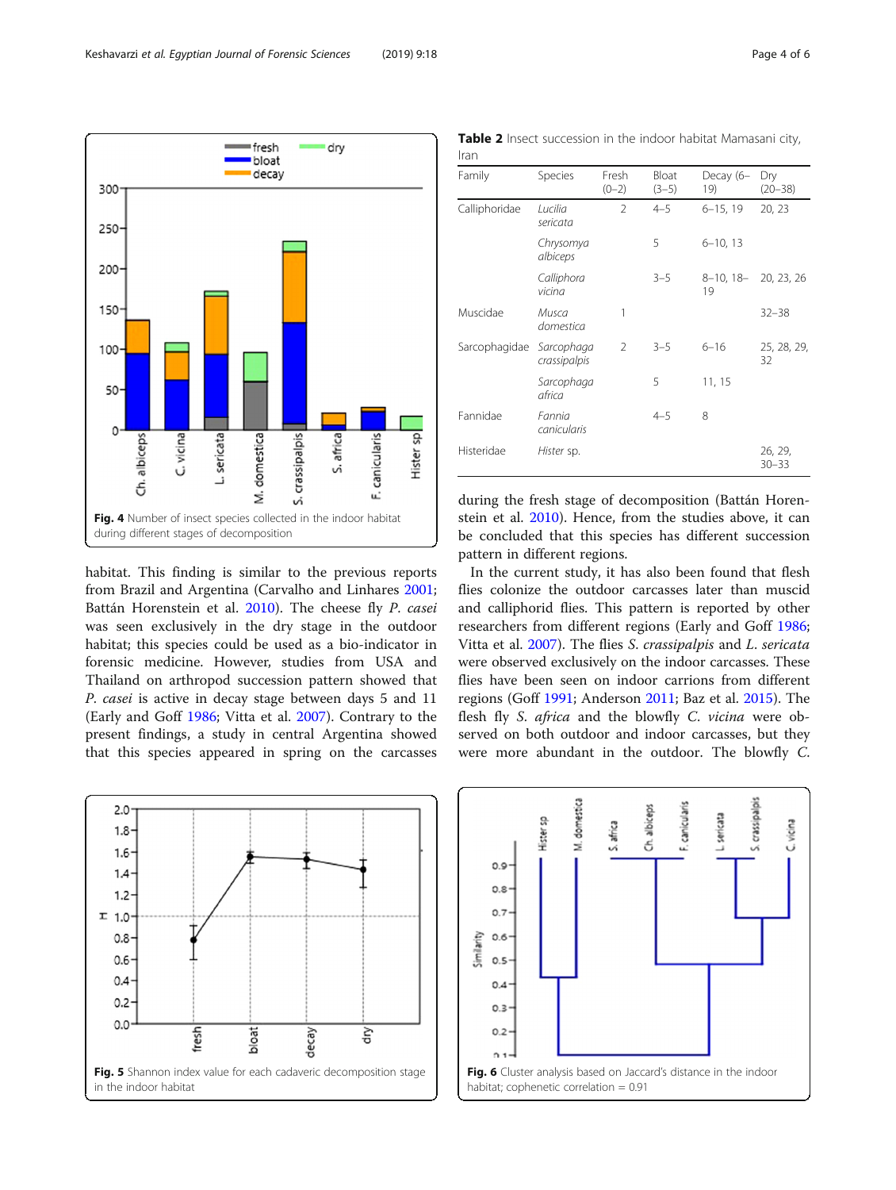Fig. 4 Number of insect species collected in the indoor habitat during different stages of decomposition

**Table 2** Insect succession in the indoor habitat Mamasani city, Iran

| Family | Species | Fresh (0–2) | Bloat (3–5) | Decay (6–19) | Dry (20–38) |
|---|---|---|---|---|---|
| Calliphoridae | *Lucilia sericata* | 2 | 4–5 | 6–15, 19 | 20, 23 |
| | *Chrysomya albiceps* | | 5 | 6–10, 13 | |
| | *Calliphora vicina* | | 3–5 | 8–10, 18–19 | 20, 23, 26 |
| Muscidae | *Musca domestica* | 1 | | | 32–38 |
| Sarcophagidae | *Sarcophaga crassipalpis* | 2 | 3–5 | 6–16 | 25, 28, 29, 32 |
| | *Sarcophaga africa* | | 5 | 11, 15 | |
| Fannidae | *Fannia caniculairs* | | 4–5 | 8 | |
| Histeridae | *Hister* sp. | | | | 26, 29, 30–33 |

habitat. This finding is similar to the previous reports from Brazil and Argentina (Carvalho and Linhares 2001; Battán Horenstein et al. 2010). The cheese fly *P. casei* was seen exclusively in the dry stage in the outdoor habitat; this species could be used as a bio-indicator in forensic medicine. However, studies from USA and Thailand on arthropod succession pattern showed that *P. casei* is active in decay stage between days 5 and 11 (Early and Goff 1986; Vitta et al. 2007). Contrary to the present findings, a study in central Argentina showed that this species appeared in spring on the carcasses during the fresh stage of decomposition (Battán Horenstein et al. 2010). Hence, from the studies above, it can be concluded that this species has different succession pattern in different regions.

In the current study, it has also been found that flesh flies colonize the outdoor carcasses later than muscid and calliphorid flies. This pattern is reported by other researchers from different regions (Early and Goff 1986; Vitta et al. 2007). The flies *S. crassipalpis* and *L. sericata* were observed exclusively on the indoor carcasses. These flies have been seen on indoor carrions from different regions (Goff 1991; Anderson 2011; Baz et al. 2015). The flesh fly *S. africa* and the blowfly *C. vicina* were observed on both outdoor and indoor carcasses, but they were more abundant in the outdoor. The blowfly *C.*

Fig. 5 Shannon index value for each cadaveric decomposition stage in the indoor habitat

Fig. 6 Cluster analysis based on Jaccard's distance in the indoor habitat; cophenetic correlation = 0.91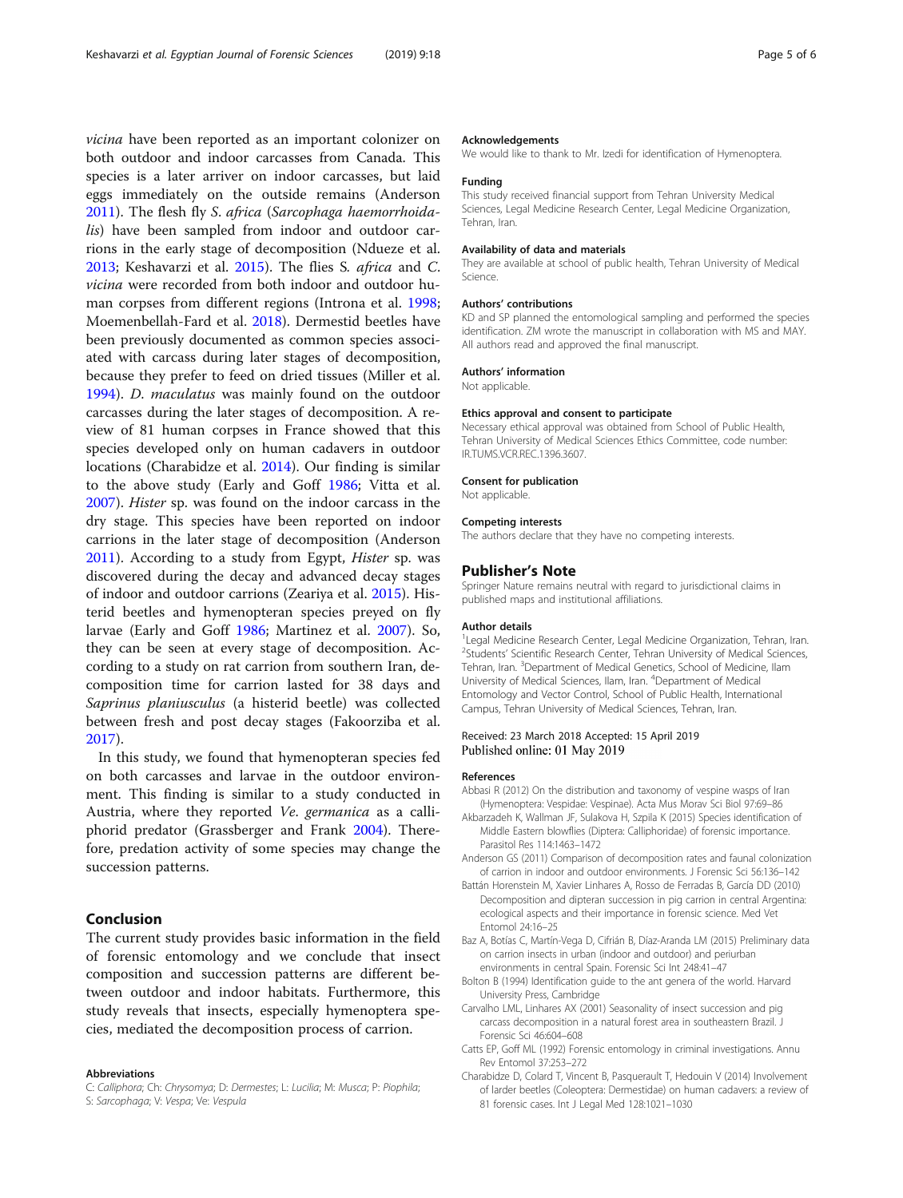*vicina* have been reported as an important colonizer on both outdoor and indoor carcasses from Canada. This species is a later arriver on indoor carcasses, but laid eggs immediately on the outside remains (Anderson 2011). The flesh fly *S. africa* (*Sarcophaga haemorrhoidalis*) have been sampled from indoor and outdoor carrions in the early stage of decomposition (Ndueze et al. 2013; Keshavarzi et al. 2015). The flies *S. africa* and *C. vicina* were recorded from both indoor and outdoor human corpses from different regions (Introna et al. 1998; Moemenbellah-Fard et al. 2018). Dermestid beetles have been previously documented as common species associated with carcass during later stages of decomposition, because they prefer to feed on dried tissues (Miller et al. 1994). *D. maculatus* was mainly found on the outdoor carcasses during the later stages of decomposition. A review of 81 human corpses in France showed that this species developed only on human cadavers in outdoor locations (Charabidze et al. 2014). Our finding is similar to the above study (Early and Goff 1986; Vitta et al. 2007). *Hister* sp. was found on the indoor carcass in the dry stage. This species have been reported on indoor carrions in the later stage of decomposition (Anderson 2011). According to a study from Egypt, *Hister* sp. was discovered during the decay and advanced decay stages of indoor and outdoor carrions (Zeariya et al. 2015). Histerid beetles and hymenopteran species preyed on fly larvae (Early and Goff 1986; Martinez et al. 2007). So, they can be seen at every stage of decomposition. According to a study on rat carrion from southern Iran, decomposition time for carrion lasted for 38 days and *Saprinus planiusculus* (a histerid beetle) was collected between fresh and post decay stages (Fakoorziba et al. 2017).

In this study, we found that hymenopteran species fed on both carcasses and larvae in the outdoor environment. This finding is similar to a study conducted in Austria, where they reported *Ve. germanica* as a calliphorid predator (Grassberger and Frank 2004). Therefore, predation activity of some species may change the succession patterns.

## Conclusion

The current study provides basic information in the field of forensic entomology and we conclude that insect composition and succession patterns are different between outdoor and indoor habitats. Furthermore, this study reveals that insects, especially hymenoptera species, mediated the decomposition process of carrion.

#### Abbreviations

C: *Calliphora*; Ch: *Chrysomya*; D: *Dermestes*; L: *Lucilia*; M: *Musca*; P: *Piophila*; S: *Sarcophaga*; V: *Vespa*; Ve: *Vespula*

#### Acknowledgements

We would like to thank to Mr. Izedi for identification of Hymenoptera.

#### Funding

This study received financial support from Tehran University Medical Sciences, Legal Medicine Research Center, Legal Medicine Organization, Tehran, Iran.

#### Availability of data and materials

They are available at school of public health, Tehran University of Medical Science.

#### Authors' contributions

KD and SP planned the entomological sampling and performed the species identification. ZM wrote the manuscript in collaboration with MS and MAY. All authors read and approved the final manuscript.

#### Authors' information

Not applicable.

#### Ethics approval and consent to participate

Necessary ethical approval was obtained from School of Public Health, Tehran University of Medical Sciences Ethics Committee, code number: IR.TUMS.VCR.REC.1396.3607.

#### Consent for publication

Not applicable.

#### Competing interests

The authors declare that they have no competing interests.

## Publisher's Note

Springer Nature remains neutral with regard to jurisdictional claims in published maps and institutional affiliations.

#### Author details

[1]Legal Medicine Research Center, Legal Medicine Organization, Tehran, Iran. [2]Students' Scientific Research Center, Tehran University of Medical Sciences, Tehran, Iran. [3]Department of Medical Genetics, School of Medicine, Ilam University of Medical Sciences, Ilam, Iran. [4]Department of Medical Entomology and Vector Control, School of Public Health, International Campus, Tehran University of Medical Sciences, Tehran, Iran.

Received: 23 March 2018 Accepted: 15 April 2019
Published online: 01 May 2019

#### References

Abbasi R (2012) On the distribution and taxonomy of vespine wasps of Iran (Hymenoptera: Vespidae: Vespinae). Acta Mus Morav Sci Biol 97:69–86

Akbarzadeh K, Wallman JF, Sulakova H, Szpila K (2015) Species identification of Middle Eastern blowflies (Diptera: Calliphoridae) of forensic importance. Parasitol Res 114:1463–1472

Anderson GS (2011) Comparison of decomposition rates and faunal colonization of carrion in indoor and outdoor environments. J Forensic Sci 56:136–142

Battán Horenstein M, Xavier Linhares A, Rosso de Ferradas B, García DD (2010) Decomposition and dipteran succession in pig carrion in central Argentina: ecological aspects and their importance in forensic science. Med Vet Entomol 24:16–25

Baz A, Botías C, Martín-Vega D, Cifrián B, Díaz-Aranda LM (2015) Preliminary data on carrion insects in urban (indoor and outdoor) and periurban environments in central Spain. Forensic Sci Int 248:41–47

Bolton B (1994) Identification guide to the ant genera of the world. Harvard University Press, Cambridge

Carvalho LML, Linhares AX (2001) Seasonality of insect succession and pig carcass decomposition in a natural forest area in southeastern Brazil. J Forensic Sci 46:604–608

Catts EP, Goff ML (1992) Forensic entomology in criminal investigations. Annu Rev Entomol 37:253–272

Charabidze D, Colard T, Vincent B, Pasquerault T, Hedouin V (2014) Involvement of larder beetles (Coleoptera: Dermestidae) on human cadavers: a review of 81 forensic cases. Int J Legal Med 128:1021–1030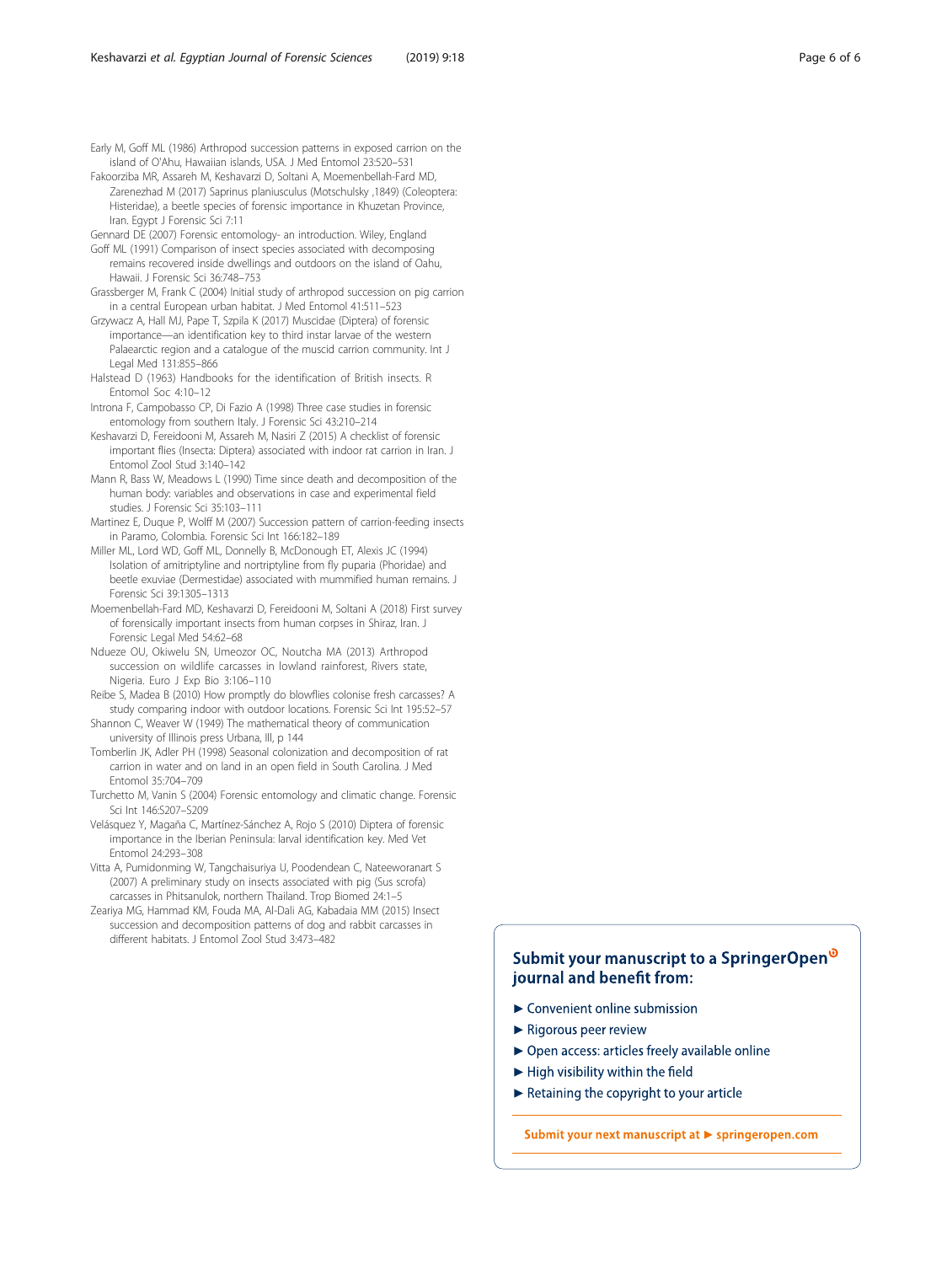Early M, Goff ML (1986) Arthropod succession patterns in exposed carrion on the island of O'Ahu, Hawaiian islands, USA. J Med Entomol 23:520–531

Fakoorziba MR, Assareh M, Keshavarzi D, Soltani A, Moemenbellah-Fard MD, Zarenezhad M (2017) Saprinus planiusculus (Motschulsky ,1849) (Coleoptera: Histeridae), a beetle species of forensic importance in Khuzetan Province, Iran. Egypt J Forensic Sci 7:11

Gennard DE (2007) Forensic entomology- an introduction. Wiley, England

Goff ML (1991) Comparison of insect species associated with decomposing remains recovered inside dwellings and outdoors on the island of Oahu, Hawaii. J Forensic Sci 36:748–753

Grassberger M, Frank C (2004) Initial study of arthropod succession on pig carrion in a central European urban habitat. J Med Entomol 41:511–523

Grzywacz A, Hall MJ, Pape T, Szpila K (2017) Muscidae (Diptera) of forensic importance—an identification key to third instar larvae of the western Palaearctic region and a catalogue of the muscid carrion community. Int J Legal Med 131:855–866

Halstead D (1963) Handbooks for the identification of British insects. R Entomol Soc 4:10–12

Introna F, Campobasso CP, Di Fazio A (1998) Three case studies in forensic entomology from southern Italy. J Forensic Sci 43:210–214

Keshavarzi D, Fereidooni M, Assareh M, Nasiri Z (2015) A checklist of forensic important flies (Insecta: Diptera) associated with indoor rat carrion in Iran. J Entomol Zool Stud 3:140–142

Mann R, Bass W, Meadows L (1990) Time since death and decomposition of the human body: variables and observations in case and experimental field studies. J Forensic Sci 35:103–111

Martinez E, Duque P, Wolff M (2007) Succession pattern of carrion-feeding insects in Paramo, Colombia. Forensic Sci Int 166:182–189

Miller ML, Lord WD, Goff ML, Donnelly B, McDonough ET, Alexis JC (1994) Isolation of amitriptyline and nortriptyline from fly puparia (Phoridae) and beetle exuviae (Dermestidae) associated with mummified human remains. J Forensic Sci 39:1305–1313

Moemenbellah-Fard MD, Keshavarzi D, Fereidooni M, Soltani A (2018) First survey of forensically important insects from human corpses in Shiraz, Iran. J Forensic Legal Med 54:62–68

Ndueze OU, Okiwelu SN, Umeozor OC, Noutcha MA (2013) Arthropod succession on wildlife carcasses in lowland rainforest, Rivers state, Nigeria. Euro J Exp Bio 3:106–110

Reibe S, Madea B (2010) How promptly do blowflies colonise fresh carcasses? A study comparing indoor with outdoor locations. Forensic Sci Int 195:52–57

Shannon C, Weaver W (1949) The mathematical theory of communication university of Illinois press Urbana, Ill, p 144

Tomberlin JK, Adler PH (1998) Seasonal colonization and decomposition of rat carrion in water and on land in an open field in South Carolina. J Med Entomol 35:704–709

Turchetto M, Vanin S (2004) Forensic entomology and climatic change. Forensic Sci Int 146:S207–S209

Velásquez Y, Magaña C, Martínez-Sánchez A, Rojo S (2010) Diptera of forensic importance in the Iberian Peninsula: larval identification key. Med Vet Entomol 24:293–308

Vitta A, Pumidonming W, Tangchaisuriya U, Poodendean C, Nateeworanart S (2007) A preliminary study on insects associated with pig (Sus scrofa) carcasses in Phitsanulok, northern Thailand. Trop Biomed 24:1–5

Zeariya MG, Hammad KM, Fouda MA, Al-Dali AG, Kabadaia MM (2015) Insect succession and decomposition patterns of dog and rabbit carcasses in different habitats. J Entomol Zool Stud 3:473–482